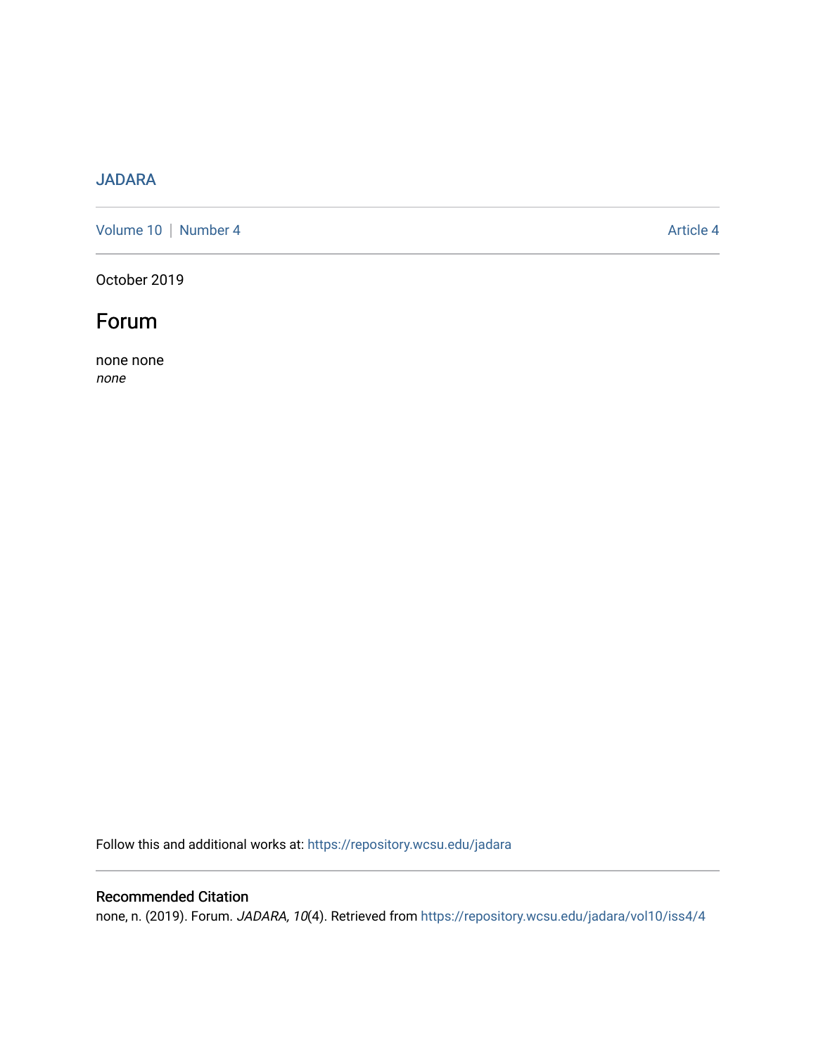JADARA

Volume 10 | Number 4 Article 4

October 2019

# Forum

none none
*none*

Follow this and additional works at: https://repository.wcsu.edu/jadara

## Recommended Citation

none, n. (2019). Forum. *JADARA, 10*(4). Retrieved from https://repository.wcsu.edu/jadara/vol10/iss4/4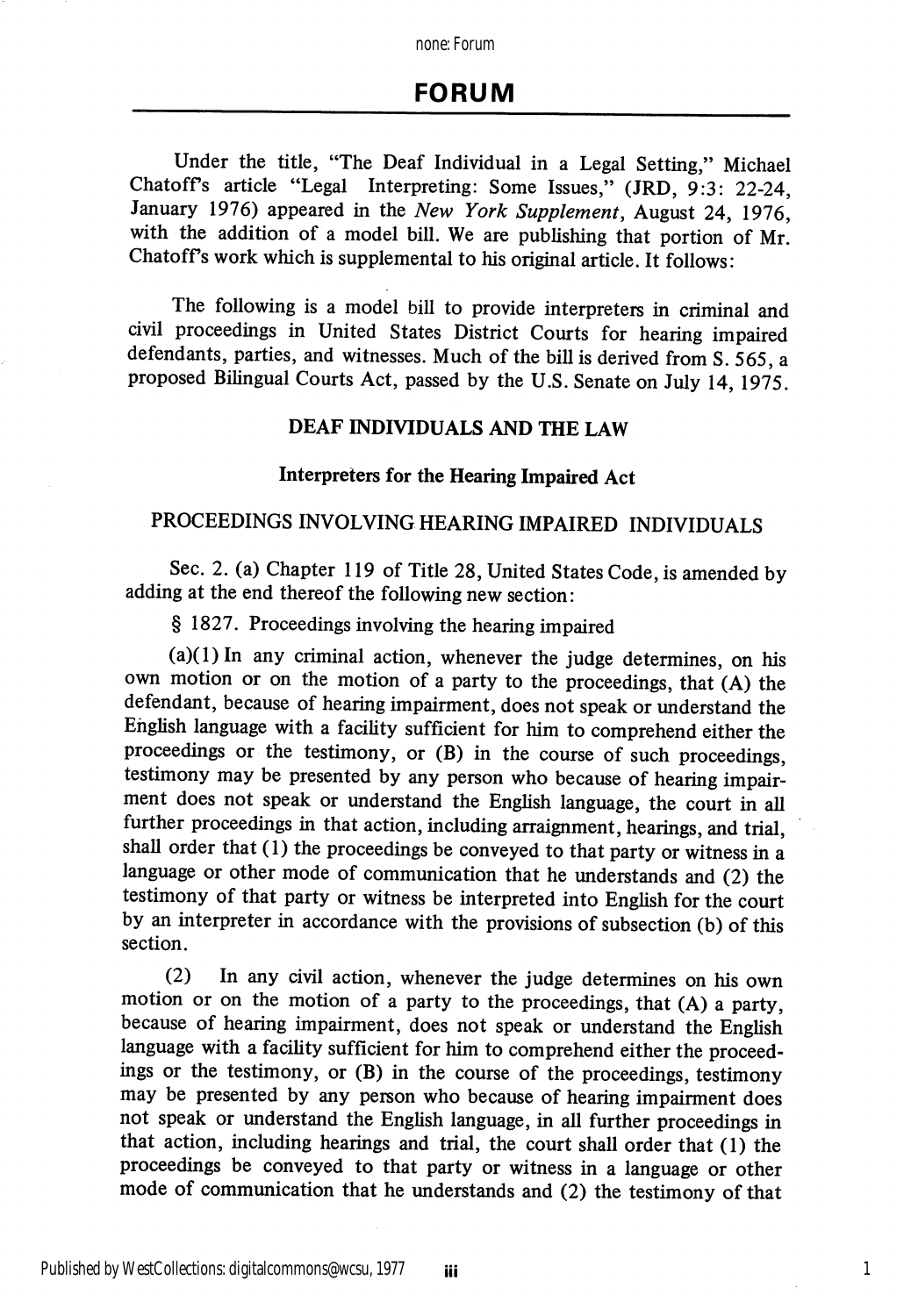# FORUM

Under the title, "The Deaf Individual in a Legal Setting," Michael Chatoff's article "Legal Interpreting: Some Issues," (JRD, 9:3: 22-24, January 1976) appeared in the *New York Supplement*, August 24, 1976, with the addition of a model bill. We are publishing that portion of Mr. Chatoff's work which is supplemental to his original article. It follows:

The following is a model bill to provide interpreters in criminal and civil proceedings in United States District Courts for hearing impaired defendants, parties, and witnesses. Much of the bill is derived from S. 565, a proposed Bilingual Courts Act, passed by the U.S. Senate on July 14, 1975.

## DEAF INDIVIDUALS AND THE LAW

### Interpreters for the Hearing Impaired Act

### PROCEEDINGS INVOLVING HEARING IMPAIRED INDIVIDUALS

Sec. 2. (a) Chapter 119 of Title 28, United States Code, is amended by adding at the end thereof the following new section:

§ 1827. Proceedings involving the hearing impaired

(a)(1) In any criminal action, whenever the judge determines, on his own motion or on the motion of a party to the proceedings, that (A) the defendant, because of hearing impairment, does not speak or understand the English language with a facility sufficient for him to comprehend either the proceedings or the testimony, or (B) in the course of such proceedings, testimony may be presented by any person who because of hearing impairment does not speak or understand the English language, the court in all further proceedings in that action, including arraignment, hearings, and trial, shall order that (1) the proceedings be conveyed to that party or witness in a language or other mode of communication that he understands and (2) the testimony of that party or witness be interpreted into English for the court by an interpreter in accordance with the provisions of subsection (b) of this section.

(2) In any civil action, whenever the judge determines on his own motion or on the motion of a party to the proceedings, that (A) a party, because of hearing impairment, does not speak or understand the English language with a facility sufficient for him to comprehend either the proceedings or the testimony, or (B) in the course of the proceedings, testimony may be presented by any person who because of hearing impairment does not speak or understand the English language, in all further proceedings in that action, including hearings and trial, the court shall order that (1) the proceedings be conveyed to that party or witness in a language or other mode of communication that he understands and (2) the testimony of that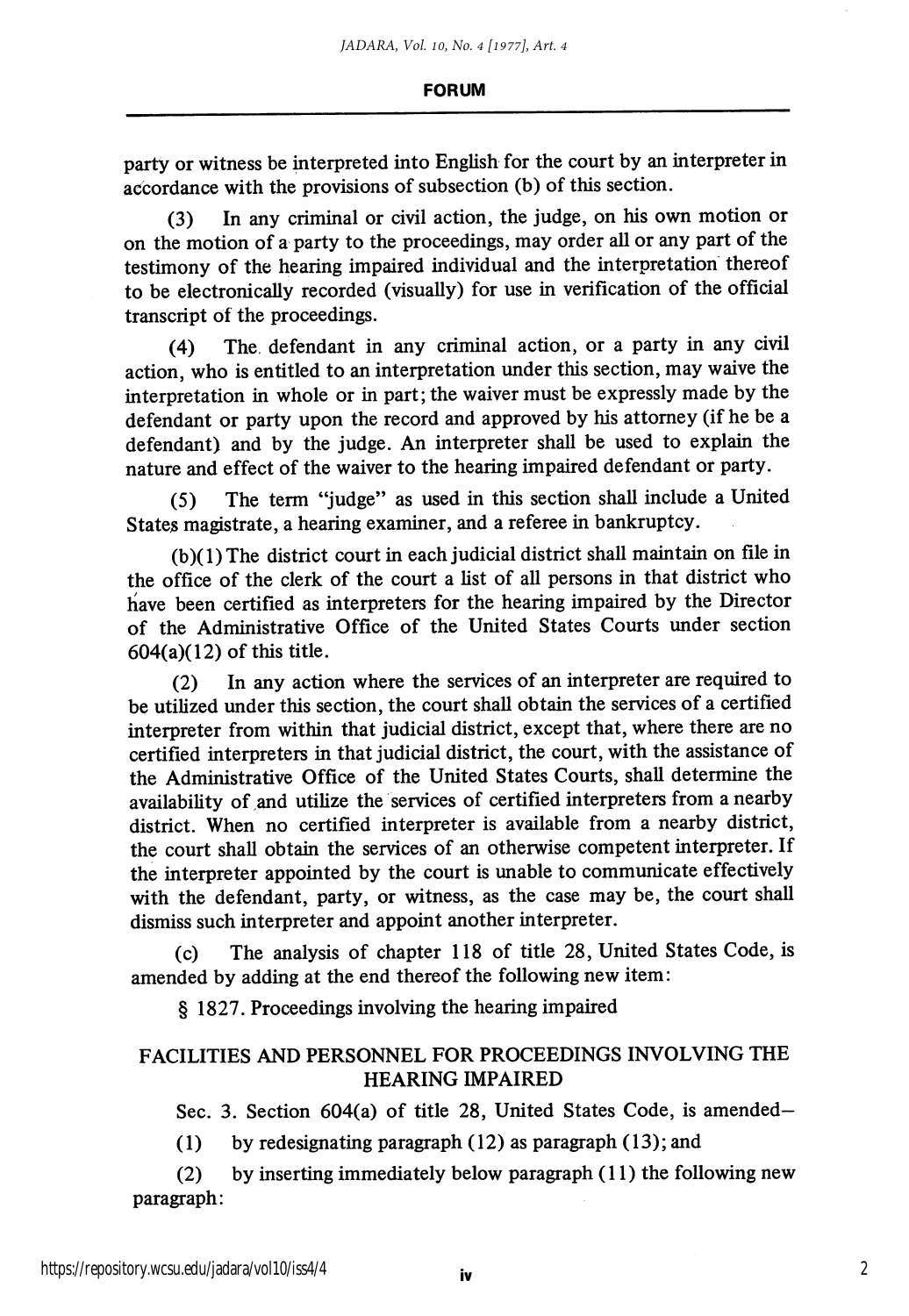party or witness be interpreted into English for the court by an interpreter in accordance with the provisions of subsection (b) of this section.

(3) In any criminal or civil action, the judge, on his own motion or on the motion of a party to the proceedings, may order all or any part of the testimony of the hearing impaired individual and the interpretation thereof to be electronically recorded (visually) for use in verification of the official transcript of the proceedings.

(4) The defendant in any criminal action, or a party in any civil action, who is entitled to an interpretation under this section, may waive the interpretation in whole or in part; the waiver must be expressly made by the defendant or party upon the record and approved by his attorney (if he be a defendant) and by the judge. An interpreter shall be used to explain the nature and effect of the waiver to the hearing impaired defendant or party.

(5) The term "judge" as used in this section shall include a United States magistrate, a hearing examiner, and a referee in bankruptcy.

(b)(1) The district court in each judicial district shall maintain on file in the office of the clerk of the court a list of all persons in that district who have been certified as interpreters for the hearing impaired by the Director of the Administrative Office of the United States Courts under section 604(a)(12) of this title.

(2) In any action where the services of an interpreter are required to be utilized under this section, the court shall obtain the services of a certified interpreter from within that judicial district, except that, where there are no certified interpreters in that judicial district, the court, with the assistance of the Administrative Office of the United States Courts, shall determine the availability of and utilize the services of certified interpreters from a nearby district. When no certified interpreter is available from a nearby district, the court shall obtain the services of an otherwise competent interpreter. If the interpreter appointed by the court is unable to communicate effectively with the defendant, party, or witness, as the case may be, the court shall dismiss such interpreter and appoint another interpreter.

(c) The analysis of chapter 118 of title 28, United States Code, is amended by adding at the end thereof the following new item:

§ 1827. Proceedings involving the hearing impaired

## FACILITIES AND PERSONNEL FOR PROCEEDINGS INVOLVING THE HEARING IMPAIRED

Sec. 3. Section 604(a) of title 28, United States Code, is amended–

(1) by redesignating paragraph (12) as paragraph (13); and

(2) by inserting immediately below paragraph (11) the following new paragraph: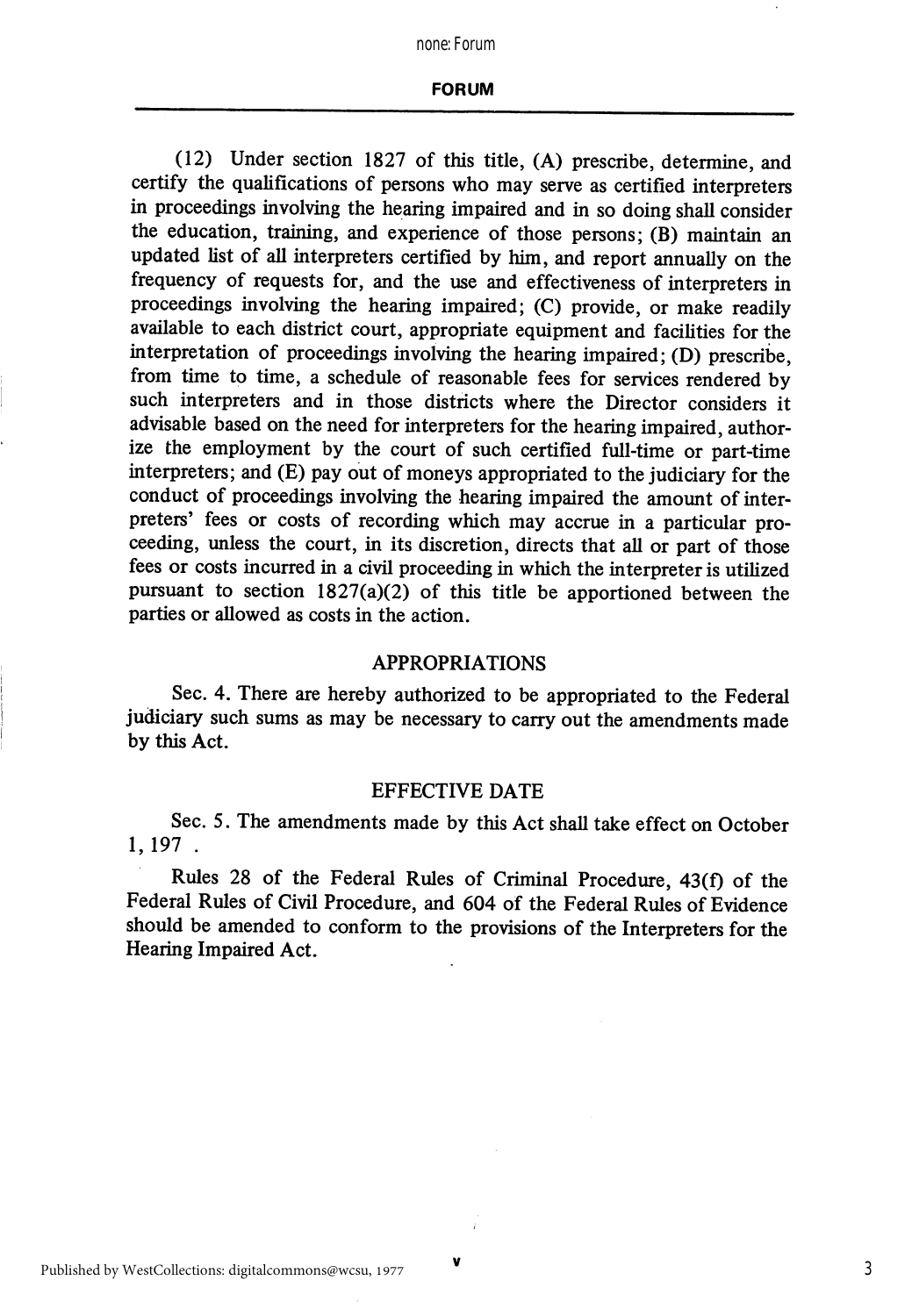(12) Under section 1827 of this title, (A) prescribe, determine, and certify the qualifications of persons who may serve as certified interpreters in proceedings involving the hearing impaired and in so doing shall consider the education, training, and experience of those persons; (B) maintain an updated list of all interpreters certified by him, and report annually on the frequency of requests for, and the use and effectiveness of interpreters in proceedings involving the hearing impaired; (C) provide, or make readily available to each district court, appropriate equipment and facilities for the interpretation of proceedings involving the hearing impaired; (D) prescribe, from time to time, a schedule of reasonable fees for services rendered by such interpreters and in those districts where the Director considers it advisable based on the need for interpreters for the hearing impaired, authorize the employment by the court of such certified full-time or part-time interpreters; and (E) pay out of moneys appropriated to the judiciary for the conduct of proceedings involving the hearing impaired the amount of interpreters' fees or costs of recording which may accrue in a particular proceeding, unless the court, in its discretion, directs that all or part of those fees or costs incurred in a civil proceeding in which the interpreter is utilized pursuant to section 1827(a)(2) of this title be apportioned between the parties or allowed as costs in the action.

## APPROPRIATIONS

Sec. 4. There are hereby authorized to be appropriated to the Federal judiciary such sums as may be necessary to carry out the amendments made by this Act.

## EFFECTIVE DATE

Sec. 5. The amendments made by this Act shall take effect on October 1, 197 .

Rules 28 of the Federal Rules of Criminal Procedure, 43(f) of the Federal Rules of Civil Procedure, and 604 of the Federal Rules of Evidence should be amended to conform to the provisions of the Interpreters for the Hearing Impaired Act.